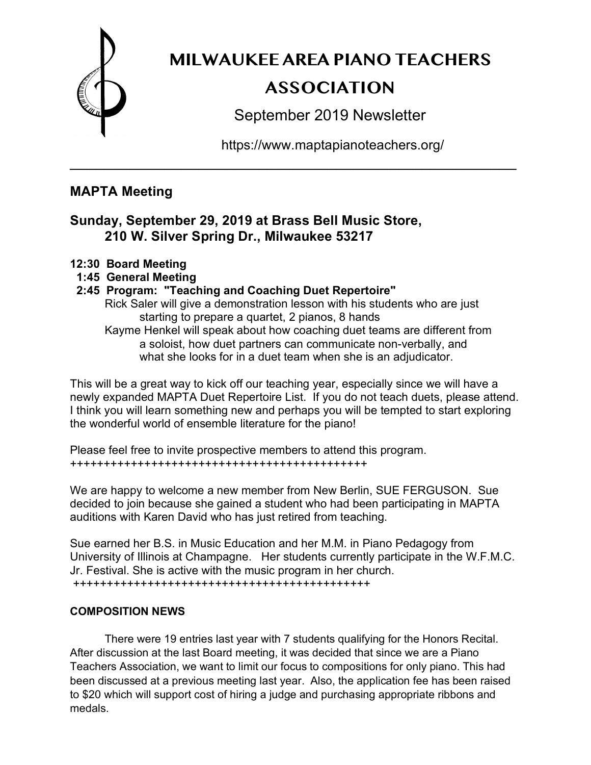# MILWAUKEE AREA PIANO TEACHERS ASSOCIATION

September 2019 Newsletter

https://www.maptapianoteachers.org/

---

## MAPTA Meeting

### Sunday, September 29, 2019 at Brass Bell Music Store, 210 W. Silver Spring Dr., Milwaukee 53217

**12:30 Board Meeting**
**1:45 General Meeting**
**2:45 Program: "Teaching and Coaching Duet Repertoire"**

Rick Saler will give a demonstration lesson with his students who are just starting to prepare a quartet, 2 pianos, 8 hands

Kayme Henkel will speak about how coaching duet teams are different from a soloist, how duet partners can communicate non-verbally, and what she looks for in a duet team when she is an adjudicator.

This will be a great way to kick off our teaching year, especially since we will have a newly expanded MAPTA Duet Repertoire List. If you do not teach duets, please attend. I think you will learn something new and perhaps you will be tempted to start exploring the wonderful world of ensemble literature for the piano!

Please feel free to invite prospective members to attend this program.

+++++++++++++++++++++++++++++++++++++++++++++

We are happy to welcome a new member from New Berlin, SUE FERGUSON. Sue decided to join because she gained a student who had been participating in MAPTA auditions with Karen David who has just retired from teaching.

Sue earned her B.S. in Music Education and her M.M. in Piano Pedagogy from University of Illinois at Champagne. Her students currently participate in the W.F.M.C. Jr. Festival. She is active with the music program in her church.

+++++++++++++++++++++++++++++++++++++++++++++

**COMPOSITION NEWS**

There were 19 entries last year with 7 students qualifying for the Honors Recital. After discussion at the last Board meeting, it was decided that since we are a Piano Teachers Association, we want to limit our focus to compositions for only piano. This had been discussed at a previous meeting last year. Also, the application fee has been raised to $20 which will support cost of hiring a judge and purchasing appropriate ribbons and medals.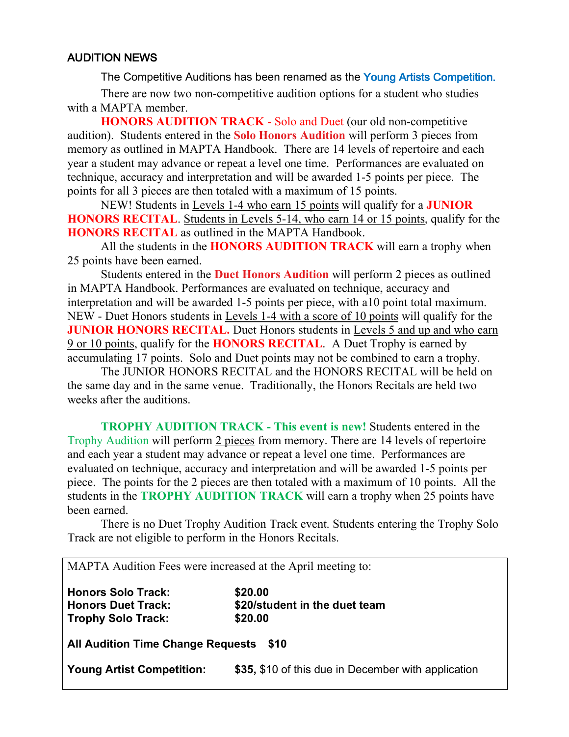## AUDITION NEWS

The Competitive Auditions has been renamed as the Young Artists Competition.

There are now two non-competitive audition options for a student who studies with a MAPTA member.

**HONORS AUDITION TRACK** - Solo and Duet (our old non-competitive audition). Students entered in the **Solo Honors Audition** will perform 3 pieces from memory as outlined in MAPTA Handbook. There are 14 levels of repertoire and each year a student may advance or repeat a level one time. Performances are evaluated on technique, accuracy and interpretation and will be awarded 1-5 points per piece. The points for all 3 pieces are then totaled with a maximum of 15 points.

NEW! Students in Levels 1-4 who earn 15 points will qualify for a **JUNIOR HONORS RECITAL**. Students in Levels 5-14, who earn 14 or 15 points, qualify for the **HONORS RECITAL** as outlined in the MAPTA Handbook.

All the students in the **HONORS AUDITION TRACK** will earn a trophy when 25 points have been earned.

Students entered in the **Duet Honors Audition** will perform 2 pieces as outlined in MAPTA Handbook. Performances are evaluated on technique, accuracy and interpretation and will be awarded 1-5 points per piece, with a10 point total maximum. NEW - Duet Honors students in Levels 1-4 with a score of 10 points will qualify for the **JUNIOR HONORS RECITAL.** Duet Honors students in Levels 5 and up and who earn 9 or 10 points, qualify for the **HONORS RECITAL**. A Duet Trophy is earned by accumulating 17 points. Solo and Duet points may not be combined to earn a trophy.

The JUNIOR HONORS RECITAL and the HONORS RECITAL will be held on the same day and in the same venue. Traditionally, the Honors Recitals are held two weeks after the auditions.

**TROPHY AUDITION TRACK - This event is new!** Students entered in the Trophy Audition will perform 2 pieces from memory. There are 14 levels of repertoire and each year a student may advance or repeat a level one time. Performances are evaluated on technique, accuracy and interpretation and will be awarded 1-5 points per piece. The points for the 2 pieces are then totaled with a maximum of 10 points. All the students in the **TROPHY AUDITION TRACK** will earn a trophy when 25 points have been earned.

There is no Duet Trophy Audition Track event. Students entering the Trophy Solo Track are not eligible to perform in the Honors Recitals.

MAPTA Audition Fees were increased at the April meeting to:

| | |
|---|---|
| **Honors Solo Track:** | **$20.00** |
| **Honors Duet Track:** | **$20/student in the duet team** |
| **Trophy Solo Track:** | **$20.00** |

**All Audition Time Change Requests $10**

**Young Artist Competition:** **$35,** $10 of this due in December with application